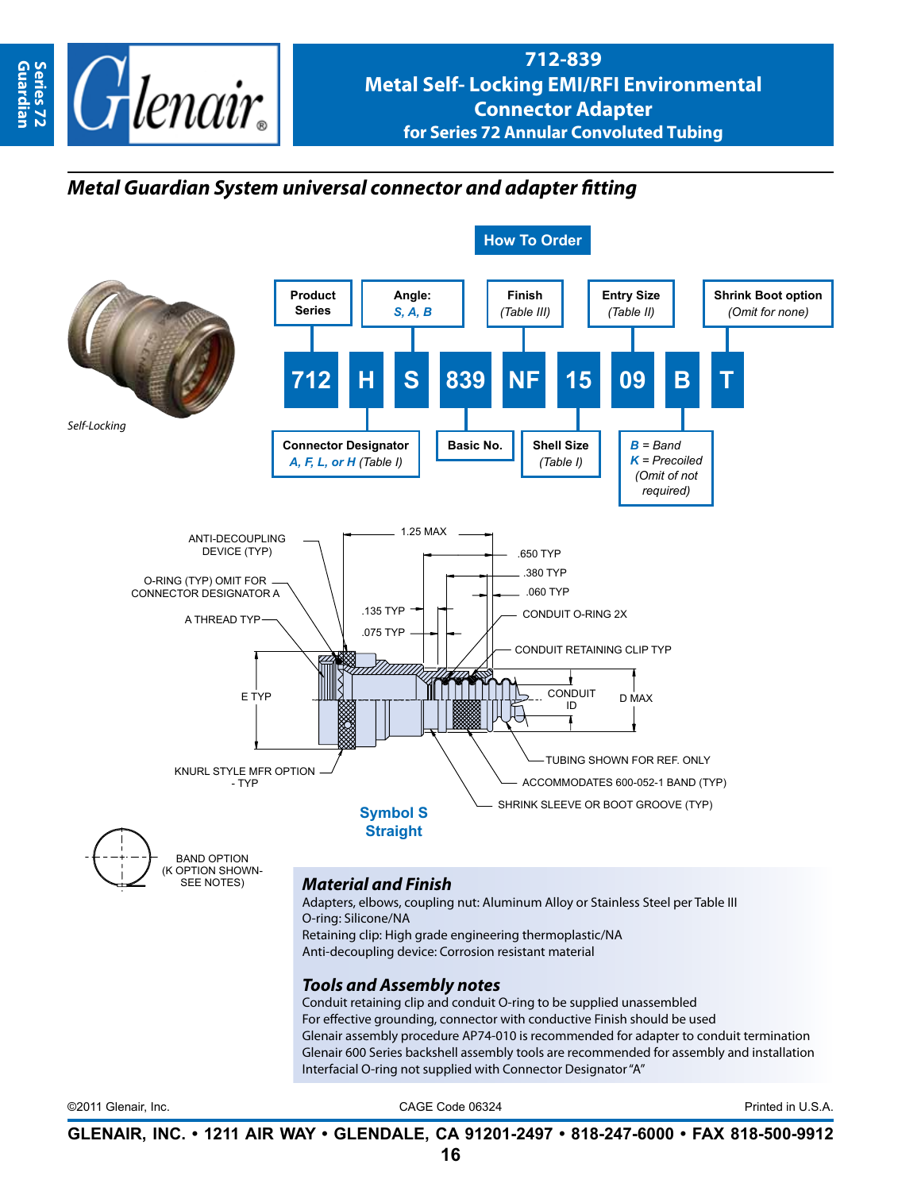# 712-839
## Metal Self- Locking EMI/RFI Environmental Connector Adapter
### for Series 72 Annular Convoluted Tubing

## *Metal Guardian System universal connector and adapter fitting*

*Self-Locking*

### How To Order

| 712 | H | S | 839 | NF | 15 | 09 | B | T |
|---|---|---|---|---|---|---|---|---|
| Product Series | Connector Designator *A, F, L, or H* (Table I) | Angle: *S, A, B* | Basic No. | Finish *(Table III)* | Shell Size *(Table I)* | Entry Size *(Table II)* | *B* = Band, *K* = Precoiled *(Omit of not required)* | Shrink Boot option *(Omit for none)* |

ANTI-DECOUPLING DEVICE (TYP)
O-RING (TYP) OMIT FOR CONNECTOR DESIGNATOR A
A THREAD TYP
E TYP
KNURL STYLE MFR OPTION - TYP
1.25 MAX
.650 TYP
.380 TYP
.060 TYP
.135 TYP
.075 TYP
CONDUIT O-RING 2X
CONDUIT RETAINING CLIP TYP
CONDUIT ID
D MAX
TUBING SHOWN FOR REF. ONLY
ACCOMMODATES 600-052-1 BAND (TYP)
SHRINK SLEEVE OR BOOT GROOVE (TYP)

**Symbol S**
**Straight**

BAND OPTION (K OPTION SHOWN- SEE NOTES)

### *Material and Finish*
Adapters, elbows, coupling nut: Aluminum Alloy or Stainless Steel per Table III
O-ring: Silicone/NA
Retaining clip: High grade engineering thermoplastic/NA
Anti-decoupling device: Corrosion resistant material

### *Tools and Assembly notes*
Conduit retaining clip and conduit O-ring to be supplied unassembled
For effective grounding, connector with conductive Finish should be used
Glenair assembly procedure AP74-010 is recommended for adapter to conduit termination
Glenair 600 Series backshell assembly tools are recommended for assembly and installation
Interfacial O-ring not supplied with Connector Designator "A"

©2011 Glenair, Inc. CAGE Code 06324 Printed in U.S.A.

**GLENAIR, INC. • 1211 AIR WAY • GLENDALE, CA 91201-2497 • 818-247-6000 • FAX 818-500-9912**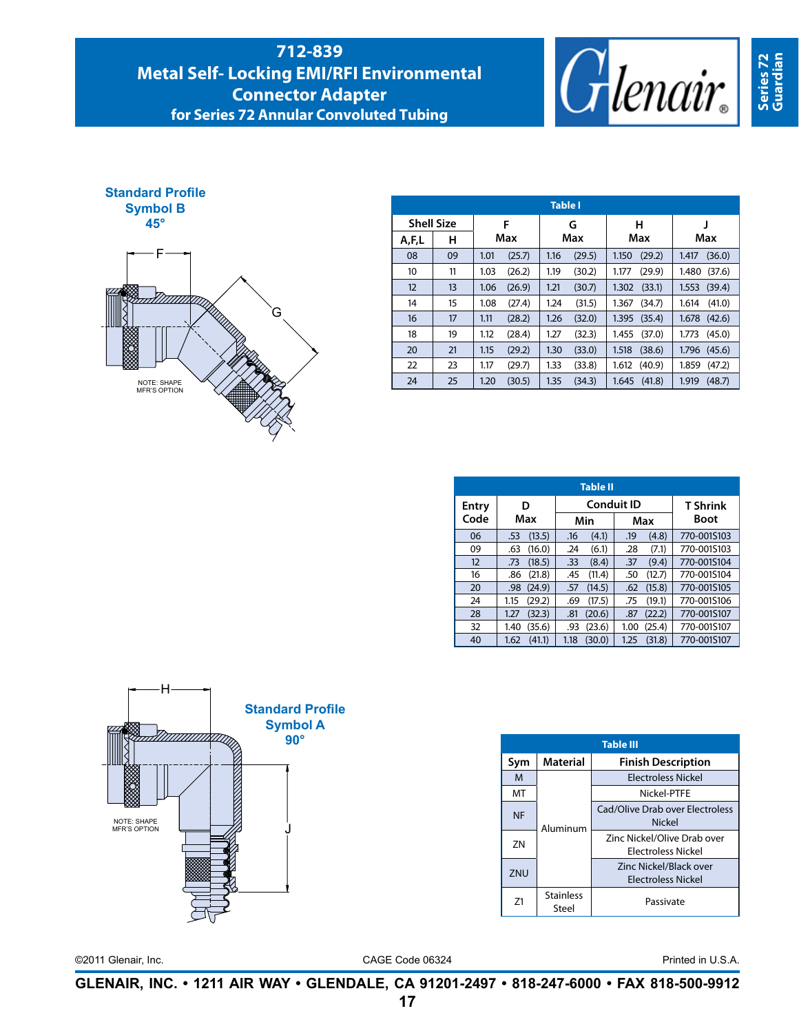# 712-839
## Metal Self- Locking EMI/RFI Environmental Connector Adapter
### for Series 72 Annular Convoluted Tubing

Series 72 Guardian

**Standard Profile Symbol B 45°**

F

G

NOTE: SHAPE MFR'S OPTION

**Table I**

| Shell Size A,F,L | Shell Size H | F Max | G Max | H Max | J Max |
|---|---|---|---|---|---|
| 08 | 09 | 1.01 (25.7) | 1.16 (29.5) | 1.150 (29.2) | 1.417 (36.0) |
| 10 | 11 | 1.03 (26.2) | 1.19 (30.2) | 1.177 (29.9) | 1.480 (37.6) |
| 12 | 13 | 1.06 (26.9) | 1.21 (30.7) | 1.302 (33.1) | 1.553 (39.4) |
| 14 | 15 | 1.08 (27.4) | 1.24 (31.5) | 1.367 (34.7) | 1.614 (41.0) |
| 16 | 17 | 1.11 (28.2) | 1.26 (32.0) | 1.395 (35.4) | 1.678 (42.6) |
| 18 | 19 | 1.12 (28.4) | 1.27 (32.3) | 1.455 (37.0) | 1.773 (45.0) |
| 20 | 21 | 1.15 (29.2) | 1.30 (33.0) | 1.518 (38.6) | 1.796 (45.6) |
| 22 | 23 | 1.17 (29.7) | 1.33 (33.8) | 1.612 (40.9) | 1.859 (47.2) |
| 24 | 25 | 1.20 (30.5) | 1.35 (34.3) | 1.645 (41.8) | 1.919 (48.7) |

**Table II**

| Entry Code | D Max | Conduit ID Min | Conduit ID Max | T Shrink Boot |
|---|---|---|---|---|
| 06 | .53 (13.5) | .16 (4.1) | .19 (4.8) | 770-001S103 |
| 09 | .63 (16.0) | .24 (6.1) | .28 (7.1) | 770-001S103 |
| 12 | .73 (18.5) | .33 (8.4) | .37 (9.4) | 770-001S104 |
| 16 | .86 (21.8) | .45 (11.4) | .50 (12.7) | 770-001S104 |
| 20 | .98 (24.9) | .57 (14.5) | .62 (15.8) | 770-001S105 |
| 24 | 1.15 (29.2) | .69 (17.5) | .75 (19.1) | 770-001S106 |
| 28 | 1.27 (32.3) | .81 (20.6) | .87 (22.2) | 770-001S107 |
| 32 | 1.40 (35.6) | .93 (23.6) | 1.00 (25.4) | 770-001S107 |
| 40 | 1.62 (41.1) | 1.18 (30.0) | 1.25 (31.8) | 770-001S107 |

**Standard Profile Symbol A 90°**

H

J

NOTE: SHAPE MFR'S OPTION

**Table III**

| Sym | Material | Finish Description |
|---|---|---|
| M | Aluminum | Electroless Nickel |
| MT | Aluminum | Nickel-PTFE |
| NF | Aluminum | Cad/Olive Drab over Electroless Nickel |
| ZN | Aluminum | Zinc Nickel/Olive Drab over Electroless Nickel |
| ZNU | Aluminum | Zinc Nickel/Black over Electroless Nickel |
| Z1 | Stainless Steel | Passivate |

©2011 Glenair, Inc. CAGE Code 06324 Printed in U.S.A.

**GLENAIR, INC. • 1211 AIR WAY • GLENDALE, CA 91201-2497 • 818-247-6000 • FAX 818-500-9912**